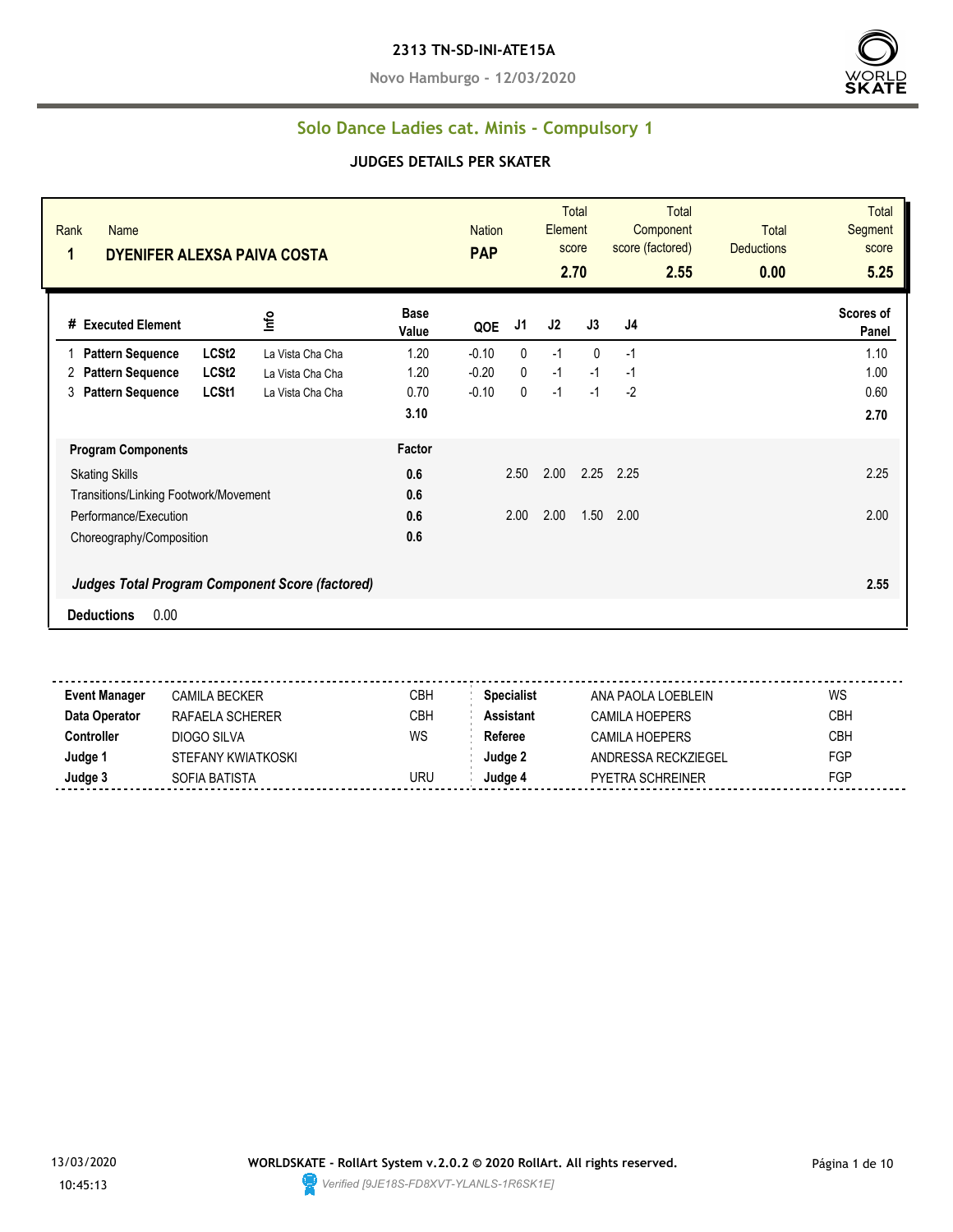**2313 TN-SD-INI-ATE15A**

**Novo Hamburgo - 12/03/2020**

## Solo Dance Ladies cat. Minis - Compulsory 1

### JUDGES DETAILS PER SKATER

| Rank | Name | Nation | Total Element score | Total Component score (factored) | Total Deductions | Total Segment score |
|---|---|---|---|---|---|---|
| 1 | DYENIFER ALEXSA PAIVA COSTA | PAP | 2.70 | 2.55 | 0.00 | 5.25 |

| # | Executed Element | | Info | Base Value | QOE | J1 | J2 | J3 | J4 | Scores of Panel |
|---|---|---|---|---|---|---|---|---|---|---|
| 1 | Pattern Sequence | LCSt2 | La Vista Cha Cha | 1.20 | -0.10 | 0 | -1 | 0 | -1 | 1.10 |
| 2 | Pattern Sequence | LCSt2 | La Vista Cha Cha | 1.20 | -0.20 | 0 | -1 | -1 | -1 | 1.00 |
| 3 | Pattern Sequence | LCSt1 | La Vista Cha Cha | 0.70 | -0.10 | 0 | -1 | -1 | -2 | 0.60 |
| | | | | 3.10 | | | | | | 2.70 |

| Program Components | Factor | J1 | J2 | J3 | J4 | |
|---|---|---|---|---|---|---|
| Skating Skills | 0.6 | 2.50 | 2.00 | 2.25 | 2.25 | 2.25 |
| Transitions/Linking Footwork/Movement | 0.6 | | | | | |
| Performance/Execution | 0.6 | 2.00 | 2.00 | 1.50 | 2.00 | 2.00 |
| Choreography/Composition | 0.6 | | | | | |
| *Judges Total Program Component Score (factored)* | | | | | | 2.55 |

**Deductions** 0.00

| | | | | | |
|---|---|---|---|---|---|
| **Event Manager** | CAMILA BECKER | CBH | **Specialist** | ANA PAOLA LOEBLEIN | WS |
| **Data Operator** | RAFAELA SCHERER | CBH | **Assistant** | CAMILA HOEPERS | CBH |
| **Controller** | DIOGO SILVA | WS | **Referee** | CAMILA HOEPERS | CBH |
| **Judge 1** | STEFANY KWIATKOSKI | | **Judge 2** | ANDRESSA RECKZIEGEL | FGP |
| **Judge 3** | SOFIA BATISTA | URU | **Judge 4** | PYETRA SCHREINER | FGP |

13/03/2020 10:45:13

**WORLDSKATE - RollArt System v.2.0.2 © 2020 RollArt. All rights reserved.**

*Verified [9JE18S-FD8XVT-YLANLS-1R6SK1E]*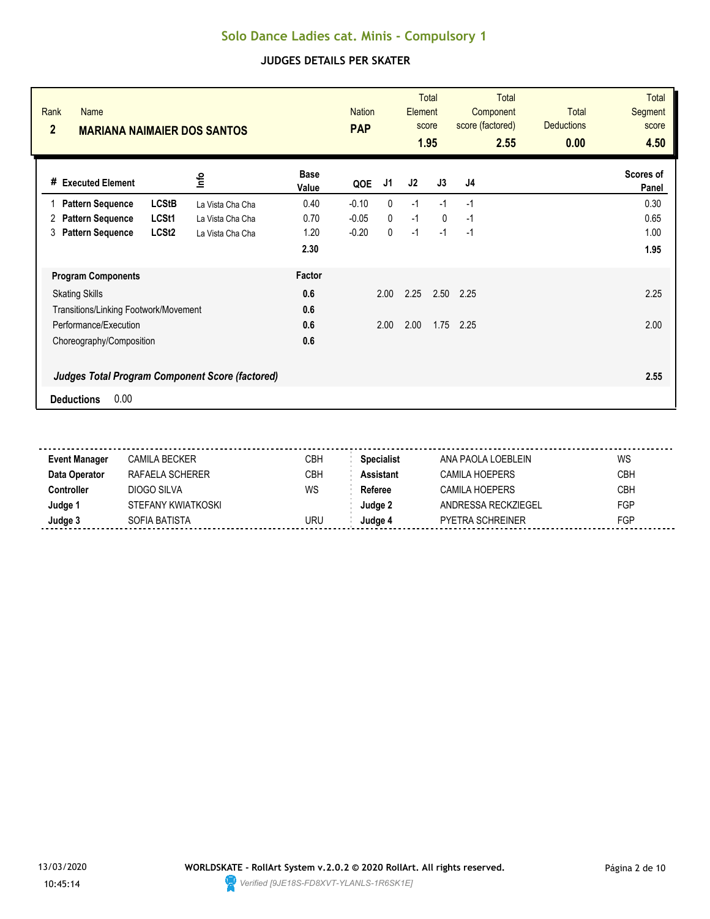# Solo Dance Ladies cat. Minis - Compulsory 1

## JUDGES DETAILS PER SKATER

| Rank | Name | Nation | Total Element score | Total Component score (factored) | Total Deductions | Total Segment score |
|---|---|---|---|---|---|---|
| 2 | MARIANA NAIMAIER DOS SANTOS | PAP | 1.95 | 2.55 | 0.00 | 4.50 |

| # | Executed Element | | Info | Base Value | QOE | J1 | J2 | J3 | J4 | Scores of Panel |
|---|---|---|---|---|---|---|---|---|---|---|
| 1 | Pattern Sequence | LCStB | La Vista Cha Cha | 0.40 | -0.10 | 0 | -1 | -1 | -1 | 0.30 |
| 2 | Pattern Sequence | LCSt1 | La Vista Cha Cha | 0.70 | -0.05 | 0 | -1 | 0 | -1 | 0.65 |
| 3 | Pattern Sequence | LCSt2 | La Vista Cha Cha | 1.20 | -0.20 | 0 | -1 | -1 | -1 | 1.00 |
| | | | | 2.30 | | | | | | 1.95 |

| Program Components | Factor | J1 | J2 | J3 | J4 | |
|---|---|---|---|---|---|---|
| Skating Skills | 0.6 | 2.00 | 2.25 | 2.50 | 2.25 | 2.25 |
| Transitions/Linking Footwork/Movement | 0.6 | | | | | |
| Performance/Execution | 0.6 | 2.00 | 2.00 | 1.75 | 2.25 | 2.00 |
| Choreography/Composition | 0.6 | | | | | |

***Judges Total Program Component Score (factored)*** **2.55**

**Deductions** 0.00

| | | | | | |
|---|---|---|---|---|---|
| **Event Manager** | CAMILA BECKER | CBH | **Specialist** | ANA PAOLA LOEBLEIN | WS |
| **Data Operator** | RAFAELA SCHERER | CBH | **Assistant** | CAMILA HOEPERS | CBH |
| **Controller** | DIOGO SILVA | WS | **Referee** | CAMILA HOEPERS | CBH |
| **Judge 1** | STEFANY KWIATKOSKI | | **Judge 2** | ANDRESSA RECKZIEGEL | FGP |
| **Judge 3** | SOFIA BATISTA | URU | **Judge 4** | PYETRA SCHREINER | FGP |

13/03/2020 10:45:14

**WORLDSKATE - RollArt System v.2.0.2 © 2020 RollArt. All rights reserved.**

*Verified [9JE18S-FD8XVT-YLANLS-1R6SK1E]*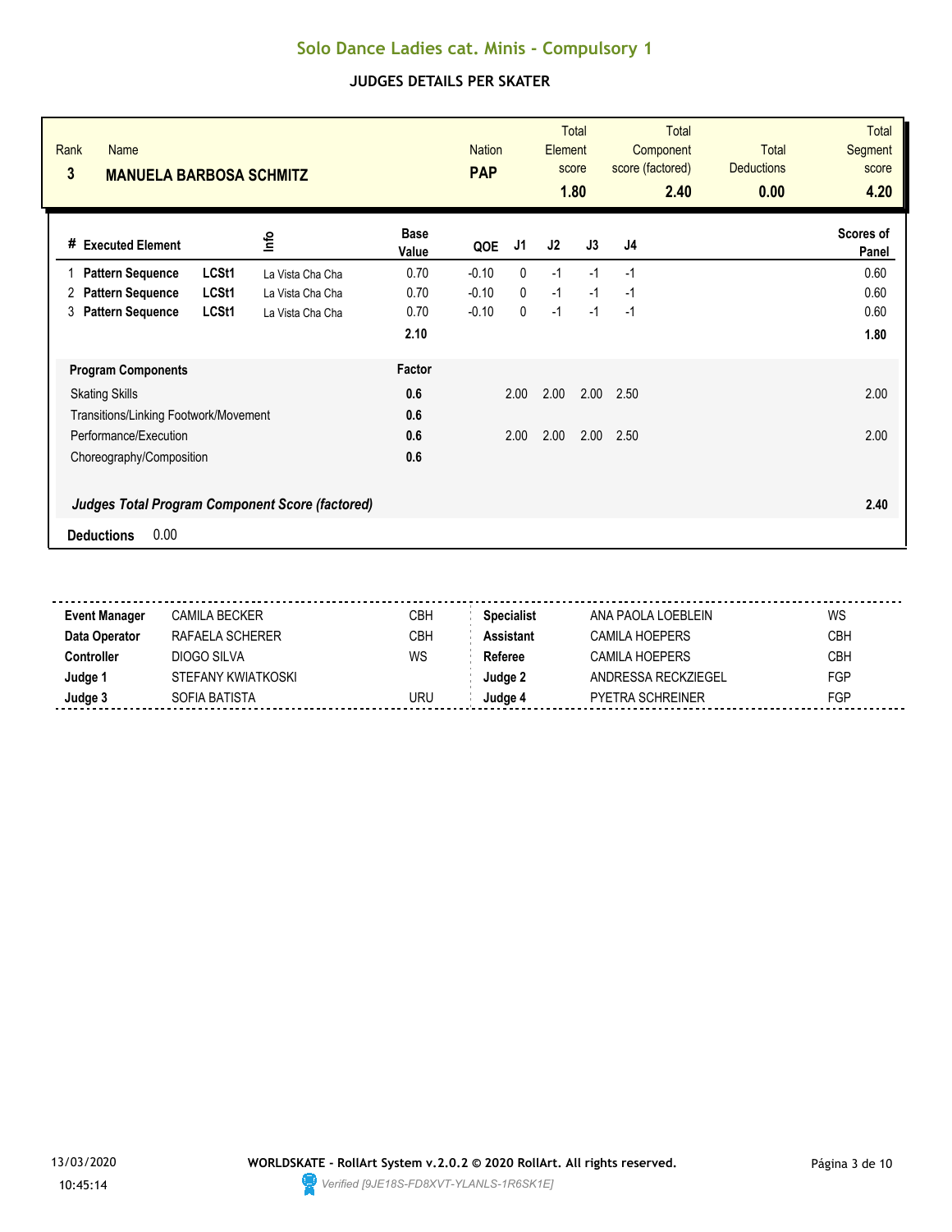# Solo Dance Ladies cat. Minis - Compulsory 1

## JUDGES DETAILS PER SKATER

| Rank | Name | Nation | Total Element score | Total Component score (factored) | Total Deductions | Total Segment score |
|---|---|---|---|---|---|---|
| 3 | **MANUELA BARBOSA SCHMITZ** | **PAP** | **1.80** | **2.40** | **0.00** | **4.20** |

| # | Executed Element | | Info | Base Value | QOE | J1 | J2 | J3 | J4 | Scores of Panel |
|---|---|---|---|---|---|---|---|---|---|---|
| 1 | **Pattern Sequence** | **LCSt1** | La Vista Cha Cha | 0.70 | -0.10 | 0 | -1 | -1 | -1 | 0.60 |
| 2 | **Pattern Sequence** | **LCSt1** | La Vista Cha Cha | 0.70 | -0.10 | 0 | -1 | -1 | -1 | 0.60 |
| 3 | **Pattern Sequence** | **LCSt1** | La Vista Cha Cha | 0.70 | -0.10 | 0 | -1 | -1 | -1 | 0.60 |
| | | | | **2.10** | | | | | | **1.80** |

| Program Components | Factor | J1 | J2 | J3 | J4 | |
|---|---|---|---|---|---|---|
| Skating Skills | **0.6** | 2.00 | 2.00 | 2.00 | 2.50 | 2.00 |
| Transitions/Linking Footwork/Movement | **0.6** | | | | | |
| Performance/Execution | **0.6** | 2.00 | 2.00 | 2.00 | 2.50 | 2.00 |
| Choreography/Composition | **0.6** | | | | | |
| ***Judges Total Program Component Score (factored)*** | | | | | | **2.40** |

**Deductions** 0.00

| | | | | | |
|---|---|---|---|---|---|
| **Event Manager** | CAMILA BECKER | CBH | **Specialist** | ANA PAOLA LOEBLEIN | WS |
| **Data Operator** | RAFAELA SCHERER | CBH | **Assistant** | CAMILA HOEPERS | CBH |
| **Controller** | DIOGO SILVA | WS | **Referee** | CAMILA HOEPERS | CBH |
| **Judge 1** | STEFANY KWIATKOSKI | | **Judge 2** | ANDRESSA RECKZIEGEL | FGP |
| **Judge 3** | SOFIA BATISTA | URU | **Judge 4** | PYETRA SCHREINER | FGP |

13/03/2020
10:45:14

**WORLDSKATE - RollArt System v.2.0.2 © 2020 RollArt. All rights reserved.**
*Verified [9JE18S-FD8XVT-YLANLS-1R6SK1E]*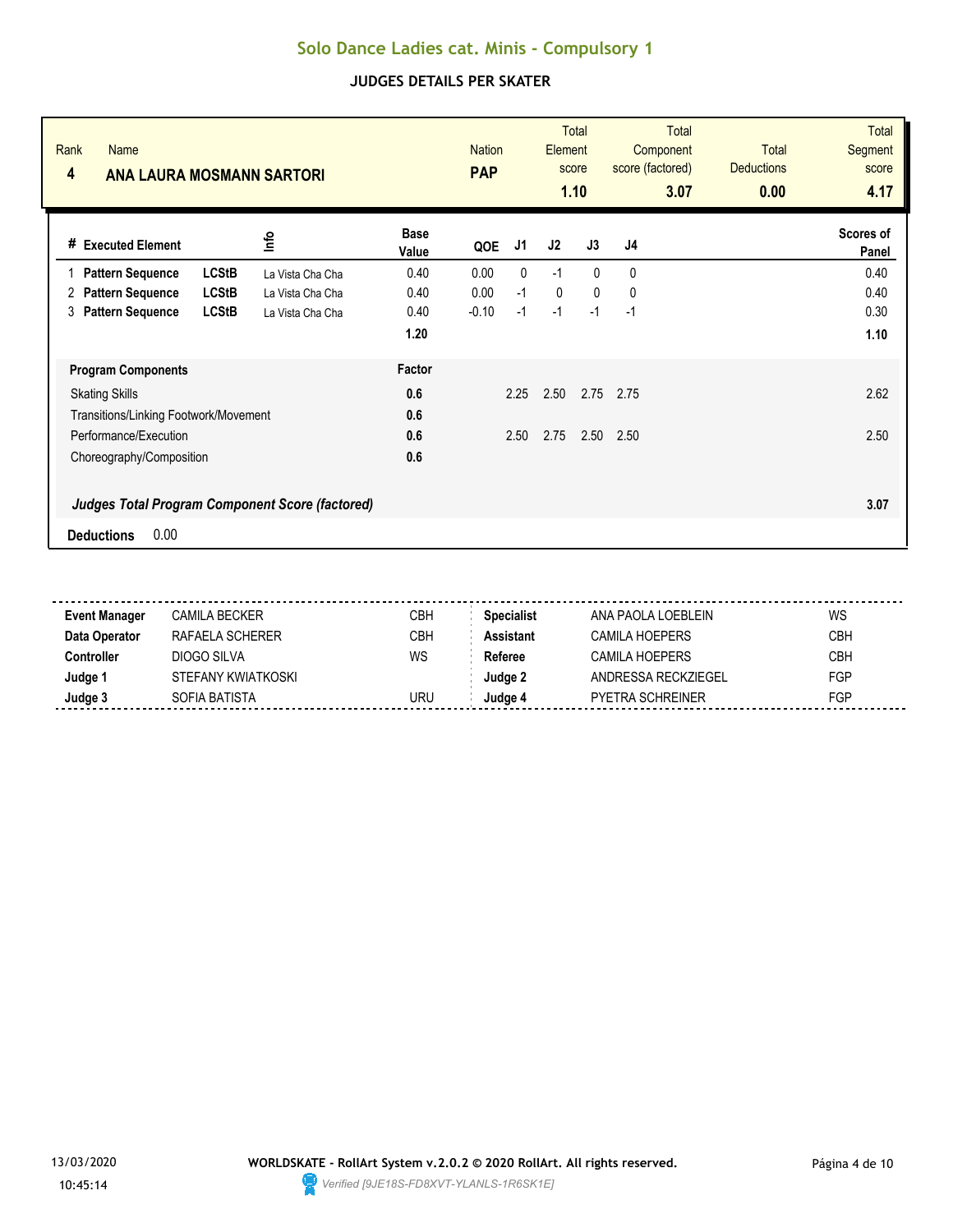# Solo Dance Ladies cat. Minis - Compulsory 1

## JUDGES DETAILS PER SKATER

| Rank | Name | Nation | Total Element score | Total Component score (factored) | Total Deductions | Total Segment score |
|---|---|---|---|---|---|---|
| 4 | **ANA LAURA MOSMANN SARTORI** | **PAP** | **1.10** | **3.07** | **0.00** | **4.17** |

| # | Executed Element | | Info | Base Value | QOE | J1 | J2 | J3 | J4 | Scores of Panel |
|---|---|---|---|---|---|---|---|---|---|---|
| 1 | **Pattern Sequence** | **LCStB** | La Vista Cha Cha | 0.40 | 0.00 | 0 | -1 | 0 | 0 | 0.40 |
| 2 | **Pattern Sequence** | **LCStB** | La Vista Cha Cha | 0.40 | 0.00 | -1 | 0 | 0 | 0 | 0.40 |
| 3 | **Pattern Sequence** | **LCStB** | La Vista Cha Cha | 0.40 | -0.10 | -1 | -1 | -1 | -1 | 0.30 |
| | | | | **1.20** | | | | | | **1.10** |

| Program Components | Factor | J1 | J2 | J3 | J4 | |
|---|---|---|---|---|---|---|
| Skating Skills | **0.6** | 2.25 | 2.50 | 2.75 | 2.75 | 2.62 |
| Transitions/Linking Footwork/Movement | **0.6** | | | | | |
| Performance/Execution | **0.6** | 2.50 | 2.75 | 2.50 | 2.50 | 2.50 |
| Choreography/Composition | **0.6** | | | | | |
| ***Judges Total Program Component Score (factored)*** | | | | | | **3.07** |

**Deductions** 0.00

| | | | | | |
|---|---|---|---|---|---|
| **Event Manager** | CAMILA BECKER | CBH | **Specialist** | ANA PAOLA LOEBLEIN | WS |
| **Data Operator** | RAFAELA SCHERER | CBH | **Assistant** | CAMILA HOEPERS | CBH |
| **Controller** | DIOGO SILVA | WS | **Referee** | CAMILA HOEPERS | CBH |
| **Judge 1** | STEFANY KWIATKOSKI | | **Judge 2** | ANDRESSA RECKZIEGEL | FGP |
| **Judge 3** | SOFIA BATISTA | URU | **Judge 4** | PYETRA SCHREINER | FGP |

13/03/2020 10:45:14

**WORLDSKATE - RollArt System v.2.0.2 © 2020 RollArt. All rights reserved.**

*Verified [9JE18S-FD8XVT-YLANLS-1R6SK1E]*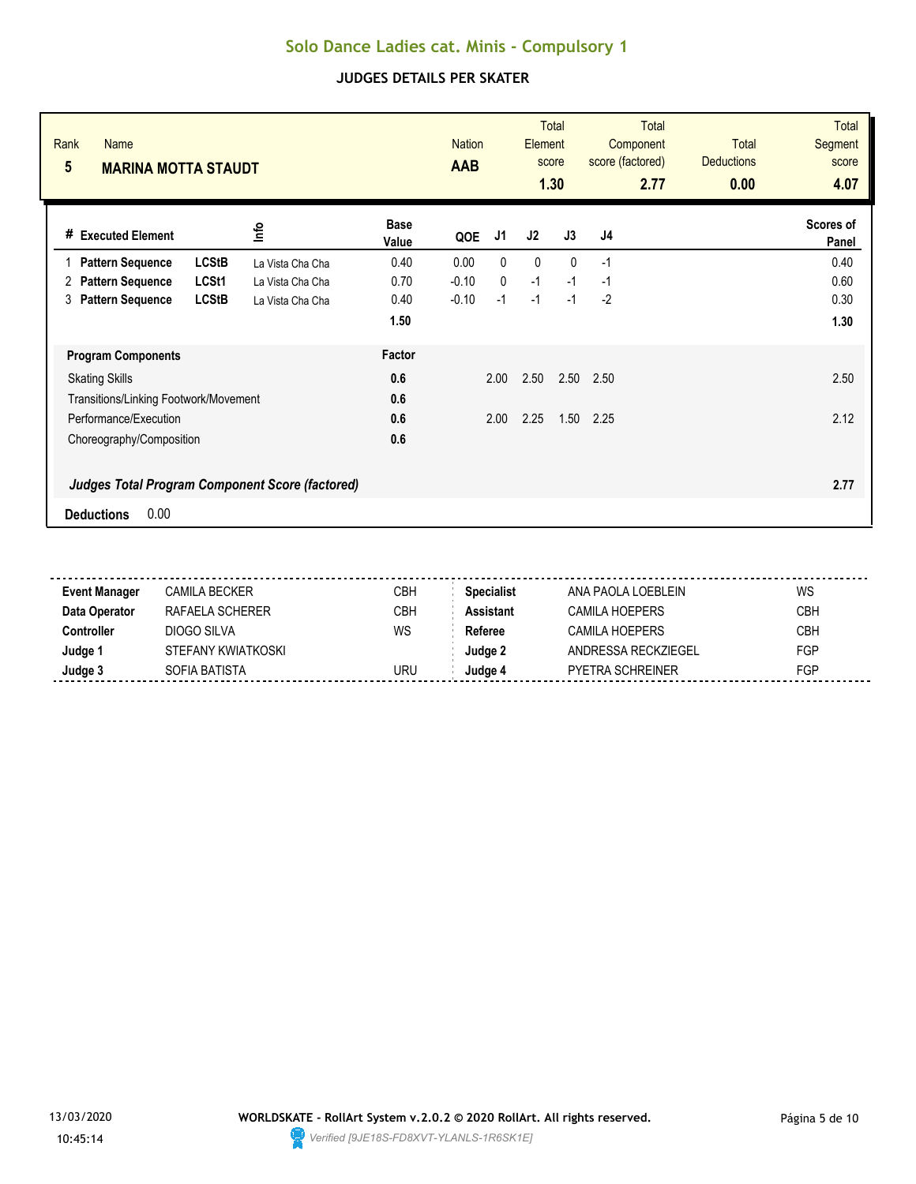# Solo Dance Ladies cat. Minis - Compulsory 1

## JUDGES DETAILS PER SKATER

| Rank | Name | Nation | Total Element score | Total Component score (factored) | Total Deductions | Total Segment score |
|---|---|---|---|---|---|---|
| 5 | **MARINA MOTTA STAUDT** | **AAB** | **1.30** | **2.77** | **0.00** | **4.07** |

| # | Executed Element | | Info | Base Value | QOE | J1 | J2 | J3 | J4 | Scores of Panel |
|---|---|---|---|---|---|---|---|---|---|---|
| 1 | Pattern Sequence | LCStB | La Vista Cha Cha | 0.40 | 0.00 | 0 | 0 | 0 | -1 | 0.40 |
| 2 | Pattern Sequence | LCSt1 | La Vista Cha Cha | 0.70 | -0.10 | 0 | -1 | -1 | -1 | 0.60 |
| 3 | Pattern Sequence | LCStB | La Vista Cha Cha | 0.40 | -0.10 | -1 | -1 | -1 | -2 | 0.30 |
| | | | | **1.50** | | | | | | **1.30** |

| Program Components | Factor | J1 | J2 | J3 | J4 | |
|---|---|---|---|---|---|---|
| Skating Skills | 0.6 | 2.00 | 2.50 | 2.50 | 2.50 | 2.50 |
| Transitions/Linking Footwork/Movement | 0.6 | | | | | |
| Performance/Execution | 0.6 | 2.00 | 2.25 | 1.50 | 2.25 | 2.12 |
| Choreography/Composition | 0.6 | | | | | |
| ***Judges Total Program Component Score (factored)*** | | | | | | **2.77** |

**Deductions** 0.00

| | | | | | |
|---|---|---|---|---|---|
| **Event Manager** | CAMILA BECKER | CBH | **Specialist** | ANA PAOLA LOEBLEIN | WS |
| **Data Operator** | RAFAELA SCHERER | CBH | **Assistant** | CAMILA HOEPERS | CBH |
| **Controller** | DIOGO SILVA | WS | **Referee** | CAMILA HOEPERS | CBH |
| **Judge 1** | STEFANY KWIATKOSKI | | **Judge 2** | ANDRESSA RECKZIEGEL | FGP |
| **Judge 3** | SOFIA BATISTA | URU | **Judge 4** | PYETRA SCHREINER | FGP |

13/03/2020 10:45:14

**WORLDSKATE - RollArt System v.2.0.2 © 2020 RollArt. All rights reserved.**

*Verified [9JE18S-FD8XVT-YLANLS-1R6SK1E]*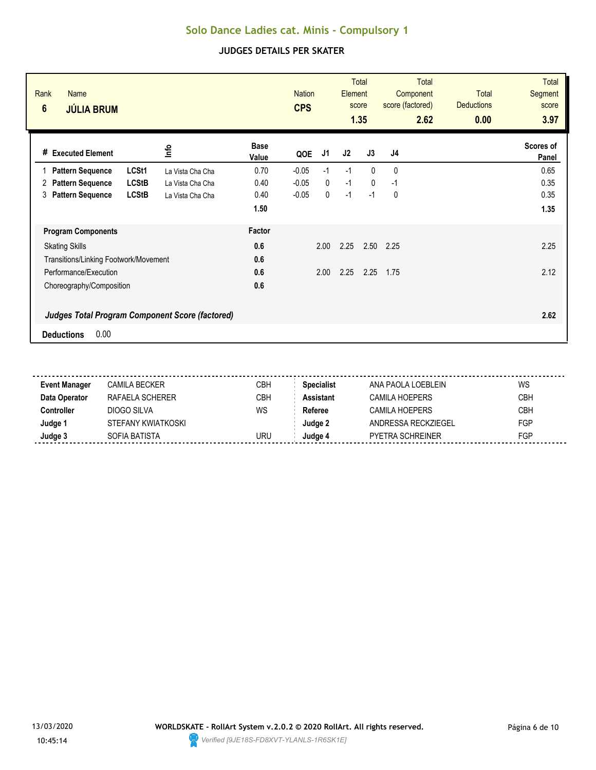# Solo Dance Ladies cat. Minis - Compulsory 1

## JUDGES DETAILS PER SKATER

| Rank | Name | Nation | Total Element score | Total Component score (factored) | Total Deductions | Total Segment score |
|---|---|---|---|---|---|---|
| 6 | **JÚLIA BRUM** | **CPS** | **1.35** | **2.62** | **0.00** | **3.97** |

| # | Executed Element | | Info | Base Value | QOE | J1 | J2 | J3 | J4 | Scores of Panel |
|---|---|---|---|---|---|---|---|---|---|---|
| 1 | **Pattern Sequence** | **LCSt1** | La Vista Cha Cha | 0.70 | -0.05 | -1 | -1 | 0 | 0 | 0.65 |
| 2 | **Pattern Sequence** | **LCStB** | La Vista Cha Cha | 0.40 | -0.05 | 0 | -1 | 0 | -1 | 0.35 |
| 3 | **Pattern Sequence** | **LCStB** | La Vista Cha Cha | 0.40 | -0.05 | 0 | -1 | -1 | 0 | 0.35 |
| | | | | **1.50** | | | | | | **1.35** |

| Program Components | Factor | J1 | J2 | J3 | J4 | |
|---|---|---|---|---|---|---|
| Skating Skills | **0.6** | 2.00 | 2.25 | 2.50 | 2.25 | 2.25 |
| Transitions/Linking Footwork/Movement | **0.6** | | | | | |
| Performance/Execution | **0.6** | 2.00 | 2.25 | 2.25 | 1.75 | 2.12 |
| Choreography/Composition | **0.6** | | | | | |
| ***Judges Total Program Component Score (factored)*** | | | | | | **2.62** |

**Deductions** 0.00

| | | | | | |
|---|---|---|---|---|---|
| **Event Manager** | CAMILA BECKER | CBH | **Specialist** | ANA PAOLA LOEBLEIN | WS |
| **Data Operator** | RAFAELA SCHERER | CBH | **Assistant** | CAMILA HOEPERS | CBH |
| **Controller** | DIOGO SILVA | WS | **Referee** | CAMILA HOEPERS | CBH |
| **Judge 1** | STEFANY KWIATKOSKI | | **Judge 2** | ANDRESSA RECKZIEGEL | FGP |
| **Judge 3** | SOFIA BATISTA | URU | **Judge 4** | PYETRA SCHREINER | FGP |

13/03/2020 10:45:14

**WORLDSKATE - RollArt System v.2.0.2 © 2020 RollArt. All rights reserved.**

*Verified [9JE18S-FD8XVT-YLANLS-1R6SK1E]*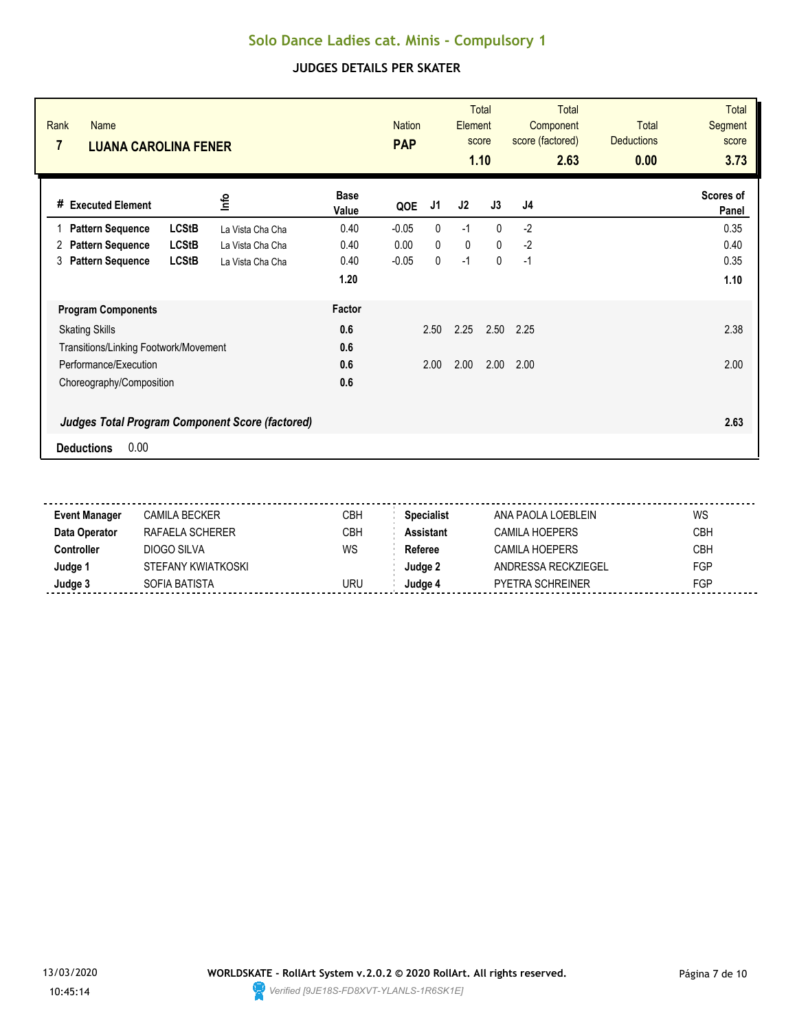# Solo Dance Ladies cat. Minis - Compulsory 1

## JUDGES DETAILS PER SKATER

| Rank | Name | Nation | Total Element score | Total Component score (factored) | Total Deductions | Total Segment score |
|---|---|---|---|---|---|---|
| 7 | **LUANA CAROLINA FENER** | **PAP** | **1.10** | **2.63** | **0.00** | **3.73** |

| # | Executed Element | | Info | Base Value | QOE | J1 | J2 | J3 | J4 | Scores of Panel |
|---|---|---|---|---|---|---|---|---|---|---|
| 1 | **Pattern Sequence** | **LCStB** | La Vista Cha Cha | 0.40 | -0.05 | 0 | -1 | 0 | -2 | 0.35 |
| 2 | **Pattern Sequence** | **LCStB** | La Vista Cha Cha | 0.40 | 0.00 | 0 | 0 | 0 | -2 | 0.40 |
| 3 | **Pattern Sequence** | **LCStB** | La Vista Cha Cha | 0.40 | -0.05 | 0 | -1 | 0 | -1 | 0.35 |
| | | | | **1.20** | | | | | | **1.10** |

| Program Components | Factor | J1 | J2 | J3 | J4 | |
|---|---|---|---|---|---|---|
| Skating Skills | **0.6** | 2.50 | 2.25 | 2.50 | 2.25 | 2.38 |
| Transitions/Linking Footwork/Movement | **0.6** | | | | | |
| Performance/Execution | **0.6** | 2.00 | 2.00 | 2.00 | 2.00 | 2.00 |
| Choreography/Composition | **0.6** | | | | | |
| ***Judges Total Program Component Score (factored)*** | | | | | | **2.63** |

**Deductions** 0.00

| | | | | | |
|---|---|---|---|---|---|
| **Event Manager** | CAMILA BECKER | CBH | **Specialist** | ANA PAOLA LOEBLEIN | WS |
| **Data Operator** | RAFAELA SCHERER | CBH | **Assistant** | CAMILA HOEPERS | CBH |
| **Controller** | DIOGO SILVA | WS | **Referee** | CAMILA HOEPERS | CBH |
| **Judge 1** | STEFANY KWIATKOSKI | | **Judge 2** | ANDRESSA RECKZIEGEL | FGP |
| **Judge 3** | SOFIA BATISTA | URU | **Judge 4** | PYETRA SCHREINER | FGP |

13/03/2020 10:45:14

**WORLDSKATE - RollArt System v.2.0.2 © 2020 RollArt. All rights reserved.**

*Verified [9JE18S-FD8XVT-YLANLS-1R6SK1E]*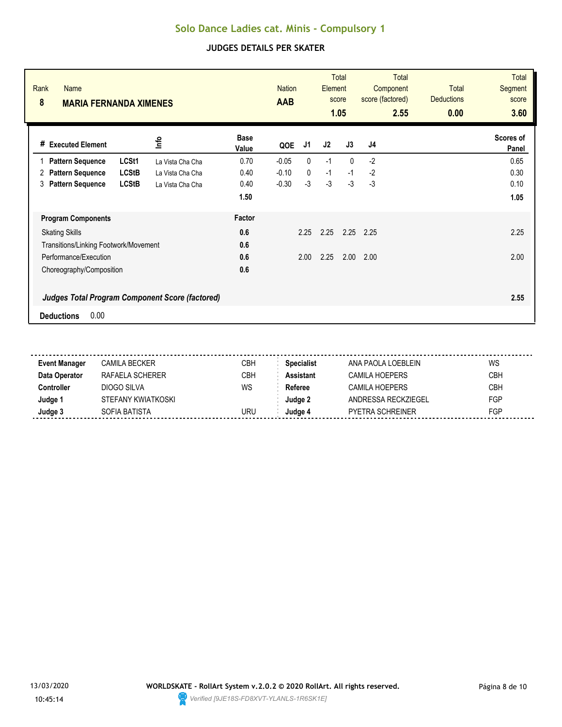# Solo Dance Ladies cat. Minis - Compulsory 1

## JUDGES DETAILS PER SKATER

| Rank | Name | Nation | Total Element score | Total Component score (factored) | Total Deductions | Total Segment score |
|---|---|---|---|---|---|---|
| 8 | **MARIA FERNANDA XIMENES** | **AAB** | **1.05** | **2.55** | **0.00** | **3.60** |

| # | Executed Element | | Info | Base Value | QOE | J1 | J2 | J3 | J4 | Scores of Panel |
|---|---|---|---|---|---|---|---|---|---|---|
| 1 | **Pattern Sequence** | **LCSt1** | La Vista Cha Cha | 0.70 | -0.05 | 0 | -1 | 0 | -2 | 0.65 |
| 2 | **Pattern Sequence** | **LCStB** | La Vista Cha Cha | 0.40 | -0.10 | 0 | -1 | -1 | -2 | 0.30 |
| 3 | **Pattern Sequence** | **LCStB** | La Vista Cha Cha | 0.40 | -0.30 | -3 | -3 | -3 | -3 | 0.10 |
| | | | | **1.50** | | | | | | **1.05** |

| **Program Components** | **Factor** | J1 | J2 | J3 | J4 | |
|---|---|---|---|---|---|---|
| Skating Skills | **0.6** | 2.25 | 2.25 | 2.25 | 2.25 | 2.25 |
| Transitions/Linking Footwork/Movement | **0.6** | | | | | |
| Performance/Execution | **0.6** | 2.00 | 2.25 | 2.00 | 2.00 | 2.00 |
| Choreography/Composition | **0.6** | | | | | |
| ***Judges Total Program Component Score (factored)*** | | | | | | **2.55** |

**Deductions** 0.00

| | | | | | |
|---|---|---|---|---|---|
| **Event Manager** | CAMILA BECKER | CBH | **Specialist** | ANA PAOLA LOEBLEIN | WS |
| **Data Operator** | RAFAELA SCHERER | CBH | **Assistant** | CAMILA HOEPERS | CBH |
| **Controller** | DIOGO SILVA | WS | **Referee** | CAMILA HOEPERS | CBH |
| **Judge 1** | STEFANY KWIATKOSKI | | **Judge 2** | ANDRESSA RECKZIEGEL | FGP |
| **Judge 3** | SOFIA BATISTA | URU | **Judge 4** | PYETRA SCHREINER | FGP |

13/03/2020 10:45:14

**WORLDSKATE - RollArt System v.2.0.2 © 2020 RollArt. All rights reserved.**

*Verified [9JE18S-FD8XVT-YLANLS-1R6SK1E]*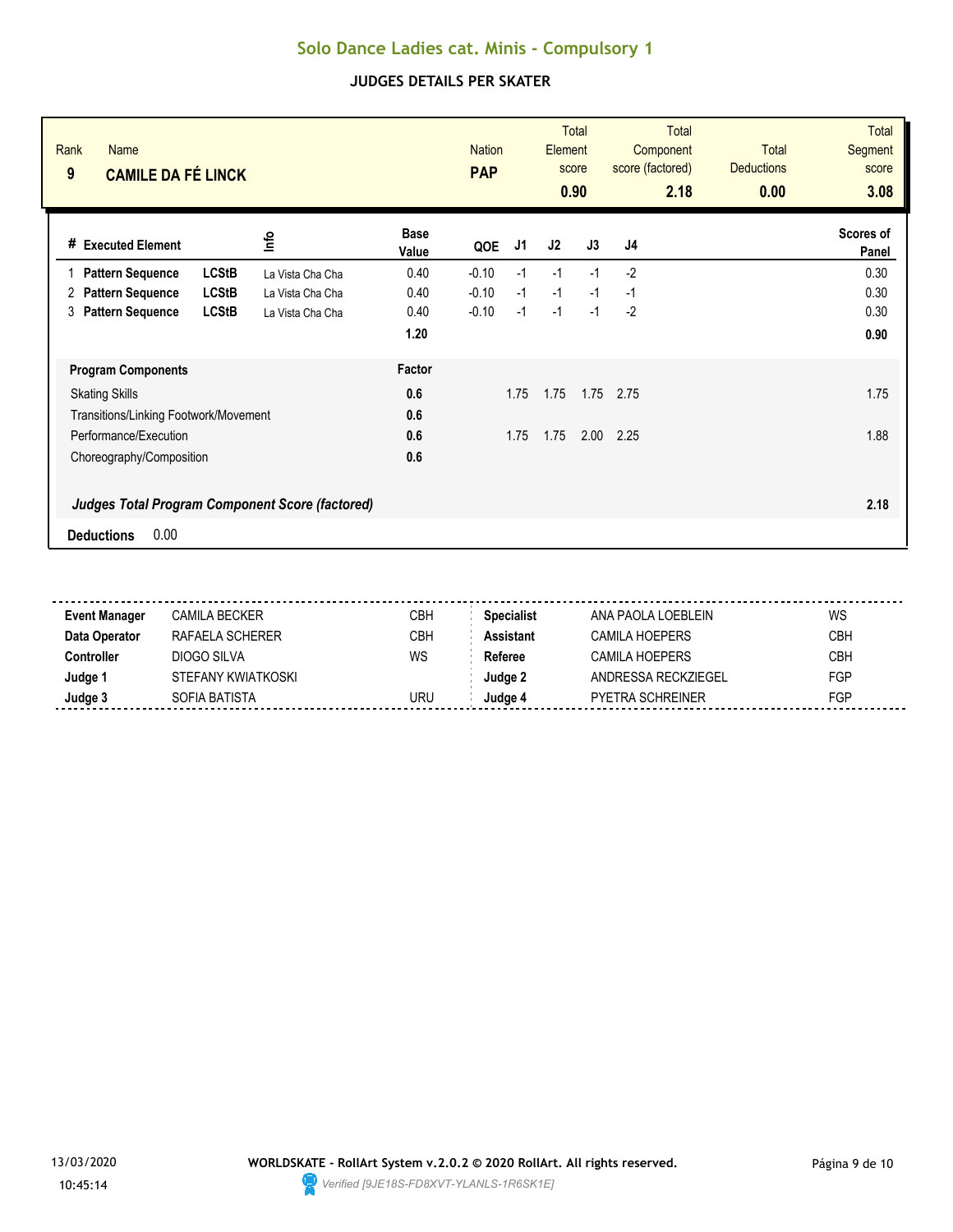# Solo Dance Ladies cat. Minis - Compulsory 1

## JUDGES DETAILS PER SKATER

| Rank | Name | Nation | Total Element score | Total Component score (factored) | Total Deductions | Total Segment score |
|---|---|---|---|---|---|---|
| 9 | **CAMILE DA FÉ LINCK** | **PAP** | **0.90** | **2.18** | **0.00** | **3.08** |

| # | Executed Element | | Info | Base Value | QOE | J1 | J2 | J3 | J4 | Scores of Panel |
|---|---|---|---|---|---|---|---|---|---|---|
| 1 | **Pattern Sequence** | **LCStB** | La Vista Cha Cha | 0.40 | -0.10 | -1 | -1 | -1 | -2 | 0.30 |
| 2 | **Pattern Sequence** | **LCStB** | La Vista Cha Cha | 0.40 | -0.10 | -1 | -1 | -1 | -1 | 0.30 |
| 3 | **Pattern Sequence** | **LCStB** | La Vista Cha Cha | 0.40 | -0.10 | -1 | -1 | -1 | -2 | 0.30 |
| | | | | **1.20** | | | | | | **0.90** |

| **Program Components** | **Factor** | J1 | J2 | J3 | J4 | |
|---|---|---|---|---|---|---|
| Skating Skills | **0.6** | 1.75 | 1.75 | 1.75 | 2.75 | 1.75 |
| Transitions/Linking Footwork/Movement | **0.6** | | | | | |
| Performance/Execution | **0.6** | 1.75 | 1.75 | 2.00 | 2.25 | 1.88 |
| Choreography/Composition | **0.6** | | | | | |
| ***Judges Total Program Component Score (factored)*** | | | | | | **2.18** |

**Deductions** 0.00

| | | | | | |
|---|---|---|---|---|---|
| **Event Manager** | CAMILA BECKER | CBH | **Specialist** | ANA PAOLA LOEBLEIN | WS |
| **Data Operator** | RAFAELA SCHERER | CBH | **Assistant** | CAMILA HOEPERS | CBH |
| **Controller** | DIOGO SILVA | WS | **Referee** | CAMILA HOEPERS | CBH |
| **Judge 1** | STEFANY KWIATKOSKI | | **Judge 2** | ANDRESSA RECKZIEGEL | FGP |
| **Judge 3** | SOFIA BATISTA | URU | **Judge 4** | PYETRA SCHREINER | FGP |

13/03/2020 10:45:14

**WORLDSKATE - RollArt System v.2.0.2 © 2020 RollArt. All rights reserved.**

*Verified [9JE18S-FD8XVT-YLANLS-1R6SK1E]*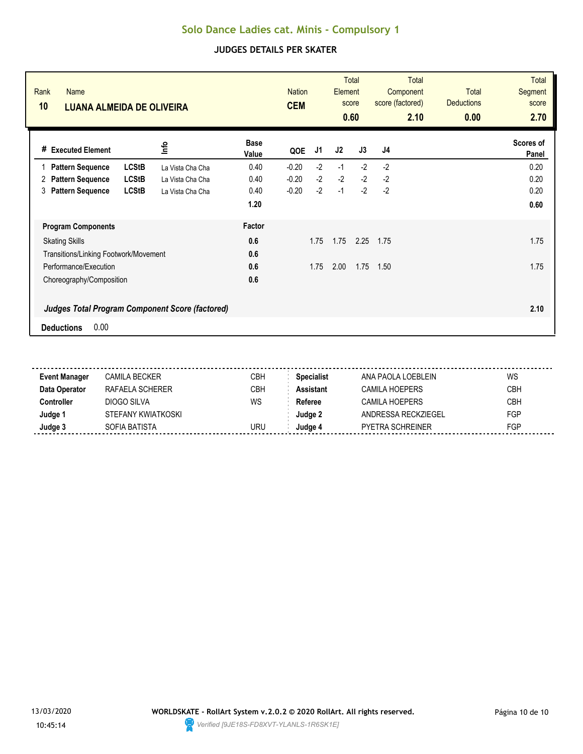# Solo Dance Ladies cat. Minis - Compulsory 1

## JUDGES DETAILS PER SKATER

| Rank | Name | Nation | Total Element score | Total Component score (factored) | Total Deductions | Total Segment score |
|---|---|---|---|---|---|---|
| 10 | LUANA ALMEIDA DE OLIVEIRA | CEM | 0.60 | 2.10 | 0.00 | 2.70 |

| # | Executed Element | | Info | Base Value | QOE | J1 | J2 | J3 | J4 | Scores of Panel |
|---|---|---|---|---|---|---|---|---|---|---|
| 1 | Pattern Sequence | LCStB | La Vista Cha Cha | 0.40 | -0.20 | -2 | -1 | -2 | -2 | 0.20 |
| 2 | Pattern Sequence | LCStB | La Vista Cha Cha | 0.40 | -0.20 | -2 | -2 | -2 | -2 | 0.20 |
| 3 | Pattern Sequence | LCStB | La Vista Cha Cha | 0.40 | -0.20 | -2 | -1 | -2 | -2 | 0.20 |
| | | | | 1.20 | | | | | | 0.60 |

| Program Components | Factor | J1 | J2 | J3 | J4 | |
|---|---|---|---|---|---|---|
| Skating Skills | 0.6 | 1.75 | 1.75 | 2.25 | 1.75 | 1.75 |
| Transitions/Linking Footwork/Movement | 0.6 | | | | | |
| Performance/Execution | 0.6 | 1.75 | 2.00 | 1.75 | 1.50 | 1.75 |
| Choreography/Composition | 0.6 | | | | | |
| ***Judges Total Program Component Score (factored)*** | | | | | | **2.10** |

**Deductions** 0.00

| | | | | | |
|---|---|---|---|---|---|
| **Event Manager** | CAMILA BECKER | CBH | **Specialist** | ANA PAOLA LOEBLEIN | WS |
| **Data Operator** | RAFAELA SCHERER | CBH | **Assistant** | CAMILA HOEPERS | CBH |
| **Controller** | DIOGO SILVA | WS | **Referee** | CAMILA HOEPERS | CBH |
| **Judge 1** | STEFANY KWIATKOSKI | | **Judge 2** | ANDRESSA RECKZIEGEL | FGP |
| **Judge 3** | SOFIA BATISTA | URU | **Judge 4** | PYETRA SCHREINER | FGP |

13/03/2020 10:45:14

**WORLDSKATE - RollArt System v.2.0.2 © 2020 RollArt. All rights reserved.**

*Verified [9JE18S-FD8XVT-YLANLS-1R6SK1E]*